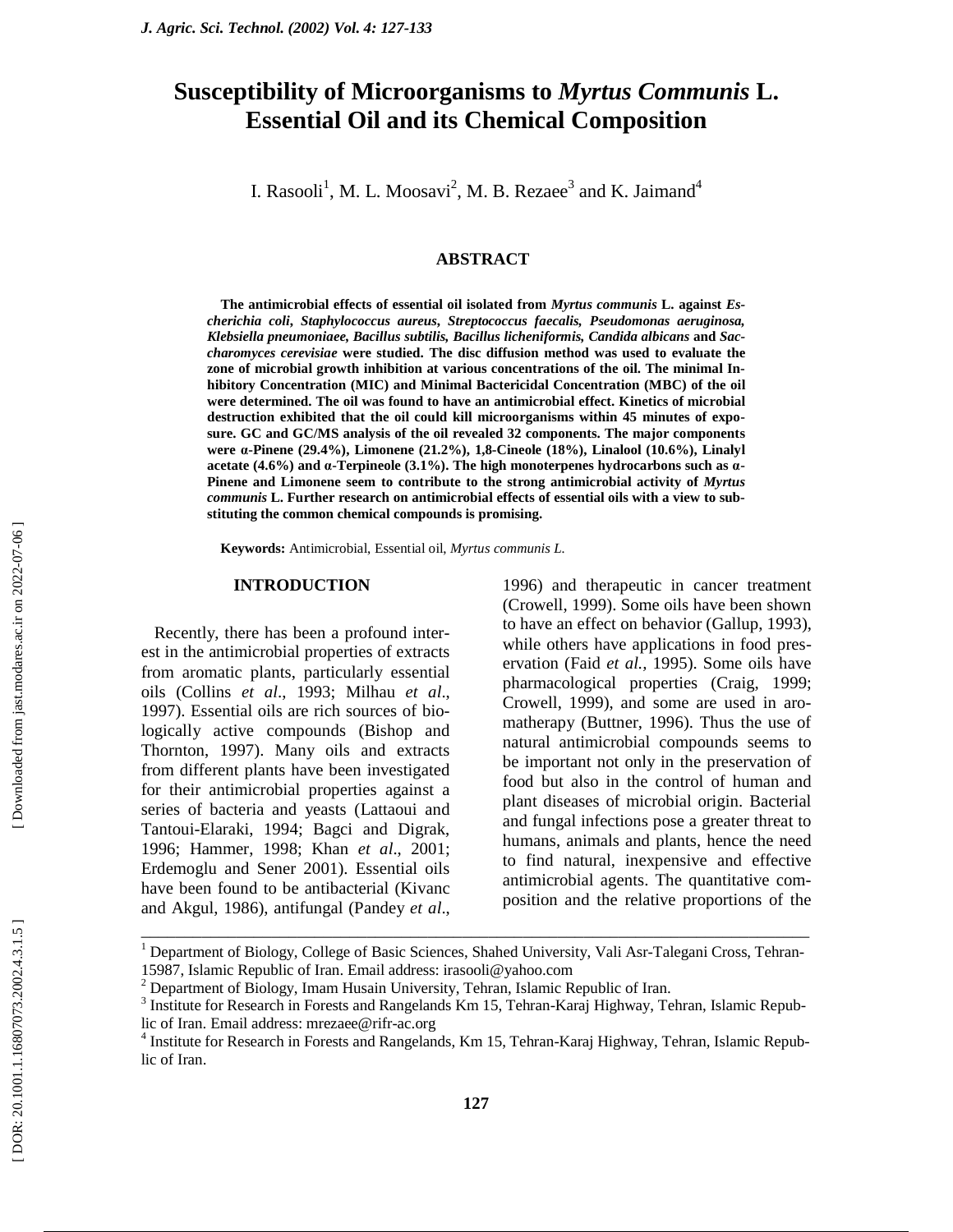# Susceptibility of Microorganisms to *Myrtus Communis* L. Essential Oil and its Chemical Composition

I. Rasooli[1], M. L. Moosavi[2], M. B. Rezaee[3] and K. Jaimand[4]

## ABSTRACT

**The antimicrobial effects of essential oil isolated from *Myrtus communis* L. against *Escherichia coli, Staphylococcus aureus, Streptococcus faecalis, Pseudomonas aeruginosa, Klebsiella pneumoniaee, Bacillus subtilis, Bacillus licheniformis, Candida albicans* and *Saccharomyces cerevisiae* were studied. The disc diffusion method was used to evaluate the zone of microbial growth inhibition at various concentrations of the oil. The minimal Inhibitory Concentration (MIC) and Minimal Bactericidal Concentration (MBC) of the oil were determined. The oil was found to have an antimicrobial effect. Kinetics of microbial destruction exhibited that the oil could kill microorganisms within 45 minutes of exposure. GC and GC/MS analysis of the oil revealed 32 components. The major components were α-Pinene (29.4%), Limonene (21.2%), 1,8-Cineole (18%), Linalool (10.6%), Linalyl acetate (4.6%) and α-Terpineole (3.1%). The high monoterpenes hydrocarbons such as α-Pinene and Limonene seem to contribute to the strong antimicrobial activity of *Myrtus communis* L. Further research on antimicrobial effects of essential oils with a view to substituting the common chemical compounds is promising.**

**Keywords:** Antimicrobial, Essential oil, *Myrtus communis L.*

## INTRODUCTION

Recently, there has been a profound interest in the antimicrobial properties of extracts from aromatic plants, particularly essential oils (Collins *et al*., 1993; Milhau *et al*., 1997). Essential oils are rich sources of biologically active compounds (Bishop and Thornton, 1997). Many oils and extracts from different plants have been investigated for their antimicrobial properties against a series of bacteria and yeasts (Lattaoui and Tantoui-Elaraki, 1994; Bagci and Digrak, 1996; Hammer, 1998; Khan *et al*., 2001; Erdemoglu and Sener 2001). Essential oils have been found to be antibacterial (Kivanc and Akgul, 1986), antifungal (Pandey *et al*., 1996) and therapeutic in cancer treatment (Crowell, 1999). Some oils have been shown to have an effect on behavior (Gallup, 1993), while others have applications in food preservation (Faid *et al.,* 1995). Some oils have pharmacological properties (Craig, 1999; Crowell, 1999), and some are used in aromatherapy (Buttner, 1996). Thus the use of natural antimicrobial compounds seems to be important not only in the preservation of food but also in the control of human and plant diseases of microbial origin. Bacterial and fungal infections pose a greater threat to humans, animals and plants, hence the need to find natural, inexpensive and effective antimicrobial agents. The quantitative composition and the relative proportions of the

---

[1] Department of Biology, College of Basic Sciences, Shahed University, Vali Asr-Talegani Cross, Tehran-15987, Islamic Republic of Iran. Email address: irasooli@yahoo.com

[2] Department of Biology, Imam Husain University, Tehran, Islamic Republic of Iran.

[3] Institute for Research in Forests and Rangelands Km 15, Tehran-Karaj Highway, Tehran, Islamic Republic of Iran. Email address: mrezaee@rifr-ac.org

[4] Institute for Research in Forests and Rangelands, Km 15, Tehran-Karaj Highway, Tehran, Islamic Republic of Iran.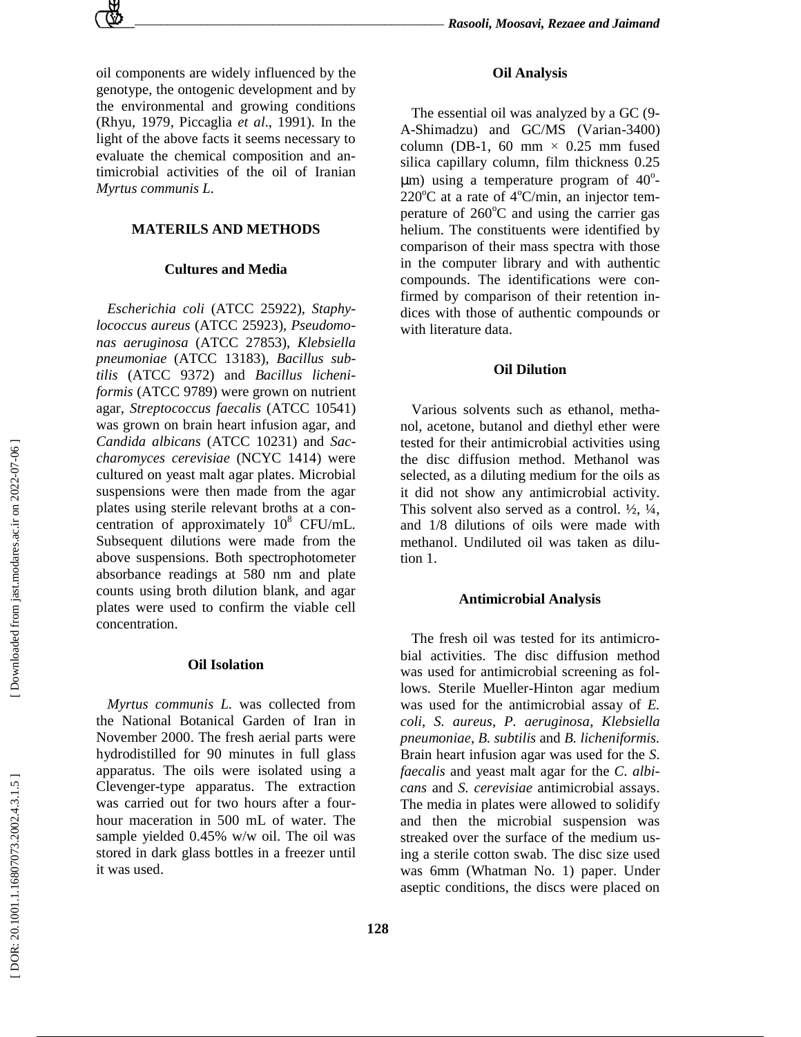oil components are widely influenced by the genotype, the ontogenic development and by the environmental and growing conditions (Rhyu, 1979, Piccaglia *et al*., 1991). In the light of the above facts it seems necessary to evaluate the chemical composition and antimicrobial activities of the oil of Iranian *Myrtus communis L.*

## MATERILS AND METHODS

### Cultures and Media

*Escherichia coli* (ATCC 25922), *Staphylococcus aureus* (ATCC 25923), *Pseudomonas aeruginosa* (ATCC 27853), *Klebsiella pneumoniae* (ATCC 13183), *Bacillus subtilis* (ATCC 9372) and *Bacillus licheniformis* (ATCC 9789) were grown on nutrient agar, *Streptococcus faecalis* (ATCC 10541) was grown on brain heart infusion agar, and *Candida albicans* (ATCC 10231) and *Saccharomyces cerevisiae* (NCYC 1414) were cultured on yeast malt agar plates. Microbial suspensions were then made from the agar plates using sterile relevant broths at a concentration of approximately $10^8$ CFU/mL. Subsequent dilutions were made from the above suspensions. Both spectrophotometer absorbance readings at 580 nm and plate counts using broth dilution blank, and agar plates were used to confirm the viable cell concentration.

### Oil Isolation

*Myrtus communis L.* was collected from the National Botanical Garden of Iran in November 2000. The fresh aerial parts were hydrodistilled for 90 minutes in full glass apparatus. The oils were isolated using a Clevenger-type apparatus. The extraction was carried out for two hours after a four-hour maceration in 500 mL of water. The sample yielded 0.45% w/w oil. The oil was stored in dark glass bottles in a freezer until it was used.

### Oil Analysis

The essential oil was analyzed by a GC (9-A-Shimadzu) and GC/MS (Varian-3400) column (DB-1, 60 mm × 0.25 mm fused silica capillary column, film thickness 0.25 μm) using a temperature program of 40°-220°C at a rate of 4°C/min, an injector temperature of 260°C and using the carrier gas helium. The constituents were identified by comparison of their mass spectra with those in the computer library and with authentic compounds. The identifications were confirmed by comparison of their retention indices with those of authentic compounds or with literature data.

### Oil Dilution

Various solvents such as ethanol, methanol, acetone, butanol and diethyl ether were tested for their antimicrobial activities using the disc diffusion method. Methanol was selected, as a diluting medium for the oils as it did not show any antimicrobial activity. This solvent also served as a control. ½, ¼, and 1/8 dilutions of oils were made with methanol. Undiluted oil was taken as dilution 1.

### Antimicrobial Analysis

The fresh oil was tested for its antimicrobial activities. The disc diffusion method was used for antimicrobial screening as follows. Sterile Mueller-Hinton agar medium was used for the antimicrobial assay of *E. coli*, *S. aureus*, *P. aeruginosa*, *Klebsiella pneumoniae*, *B. subtilis* and *B. licheniformis.* Brain heart infusion agar was used for the *S. faecalis* and yeast malt agar for the *C. albicans* and *S. cerevisiae* antimicrobial assays. The media in plates were allowed to solidify and then the microbial suspension was streaked over the surface of the medium using a sterile cotton swab. The disc size used was 6mm (Whatman No. 1) paper. Under aseptic conditions, the discs were placed on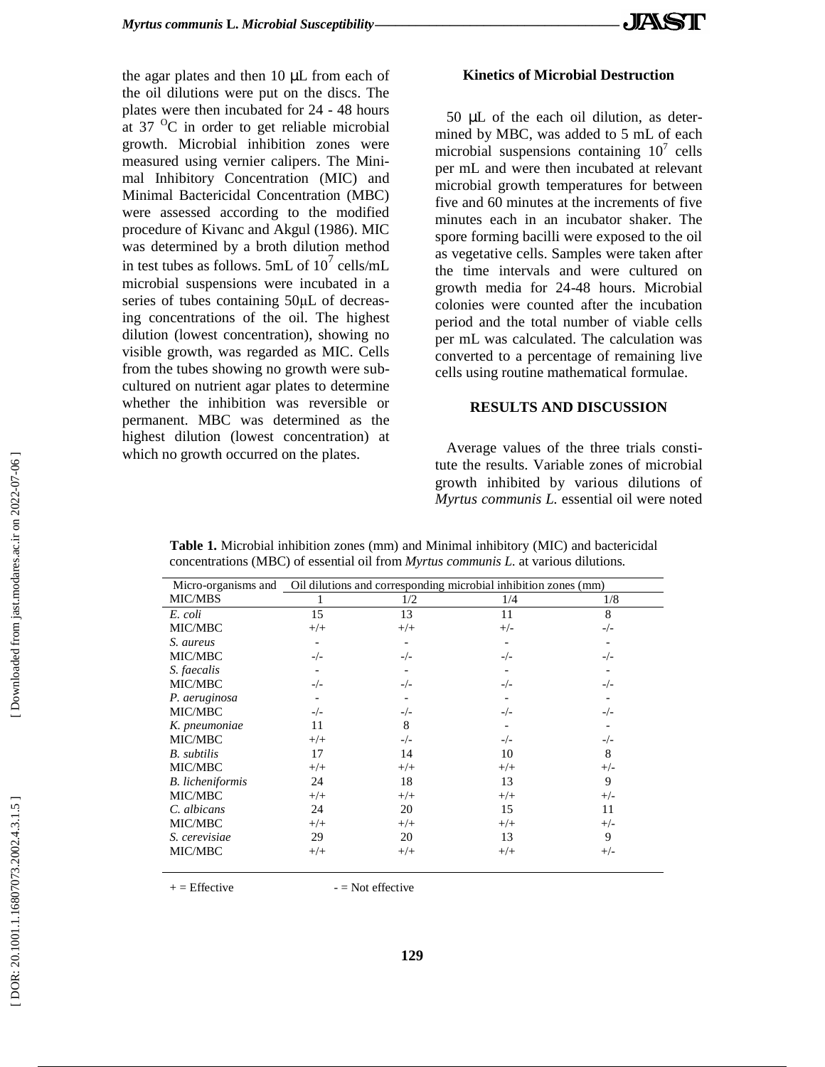the agar plates and then 10 μL from each of the oil dilutions were put on the discs. The plates were then incubated for 24 - 48 hours at 37 $^{O}$C in order to get reliable microbial growth. Microbial inhibition zones were measured using vernier calipers. The Minimal Inhibitory Concentration (MIC) and Minimal Bactericidal Concentration (MBC) were assessed according to the modified procedure of Kivanc and Akgul (1986). MIC was determined by a broth dilution method in test tubes as follows. 5mL of $10^7$ cells/mL microbial suspensions were incubated in a series of tubes containing 50μL of decreasing concentrations of the oil. The highest dilution (lowest concentration), showing no visible growth, was regarded as MIC. Cells from the tubes showing no growth were subcultured on nutrient agar plates to determine whether the inhibition was reversible or permanent. MBC was determined as the highest dilution (lowest concentration) at which no growth occurred on the plates.

**Kinetics of Microbial Destruction**

50 μL of the each oil dilution, as determined by MBC, was added to 5 mL of each microbial suspensions containing $10^7$ cells per mL and were then incubated at relevant microbial growth temperatures for between five and 60 minutes at the increments of five minutes each in an incubator shaker. The spore forming bacilli were exposed to the oil as vegetative cells. Samples were taken after the time intervals and were cultured on growth media for 24-48 hours. Microbial colonies were counted after the incubation period and the total number of viable cells per mL was calculated. The calculation was converted to a percentage of remaining live cells using routine mathematical formulae.

## RESULTS AND DISCUSSION

Average values of the three trials constitute the results. Variable zones of microbial growth inhibited by various dilutions of *Myrtus communis L.* essential oil were noted

**Table 1.** Microbial inhibition zones (mm) and Minimal inhibitory (MIC) and bactericidal concentrations (MBC) of essential oil from *Myrtus communis L.* at various dilutions.

| Micro-organisms and MIC/MBS | Oil dilutions and corresponding microbial inhibition zones (mm) | | | |
|---|---|---|---|---|
| | 1 | 1/2 | 1/4 | 1/8 |
| *E. coli* | 15 | 13 | 11 | 8 |
| MIC/MBC | +/+ | +/+ | +/- | -/- |
| *S. aureus* | - | - | - | - |
| MIC/MBC | -/- | -/- | -/- | -/- |
| *S. faecalis* | - | - | - | - |
| MIC/MBC | -/- | -/- | -/- | -/- |
| *P. aeruginosa* | - | - | - | - |
| MIC/MBC | -/- | -/- | -/- | -/- |
| *K. pneumoniae* | 11 | 8 | - | - |
| MIC/MBC | +/+ | -/- | -/- | -/- |
| *B. subtilis* | 17 | 14 | 10 | 8 |
| MIC/MBC | +/+ | +/+ | +/+ | +/- |
| *B. licheniformis* | 24 | 18 | 13 | 9 |
| MIC/MBC | +/+ | +/+ | +/+ | +/- |
| *C. albicans* | 24 | 20 | 15 | 11 |
| MIC/MBC | +/+ | +/+ | +/+ | +/- |
| *S. cerevisiae* | 29 | 20 | 13 | 9 |
| MIC/MBC | +/+ | +/+ | +/+ | +/- |

\+ = Effective      - = Not effective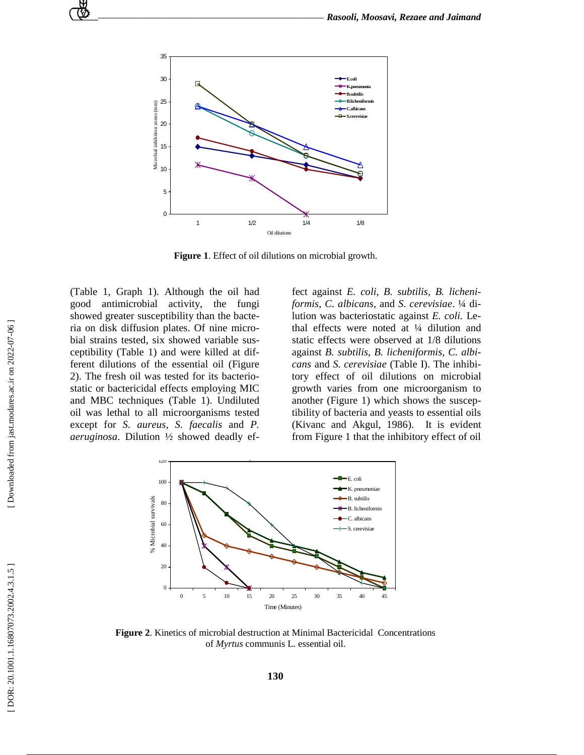Figure 1. Effect of oil dilutions on microbial growth.

(Table 1, Graph 1). Although the oil had good antimicrobial activity, the fungi showed greater susceptibility than the bacteria on disk diffusion plates. Of nine microbial strains tested, six showed variable susceptibility (Table 1) and were killed at different dilutions of the essential oil (Figure 2). The fresh oil was tested for its bacteriostatic or bactericidal effects employing MIC and MBC techniques (Table 1). Undiluted oil was lethal to all microorganisms tested except for *S. aureus*, *S. faecalis* and *P. aeruginosa*. Dilution ½ showed deadly effect against *E. coli*, *B. subtilis*, *B. licheniformis*, *C. albicans*, and *S. cerevisiae*. ¼ dilution was bacteriostatic against *E. coli.* Lethal effects were noted at ¼ dilution and static effects were observed at 1/8 dilutions against *B. subtilis*, *B. licheniformis*, *C. albicans* and *S. cerevisiae* (Table I). The inhibitory effect of oil dilutions on microbial growth varies from one microorganism to another (Figure 1) which shows the susceptibility of bacteria and yeasts to essential oils (Kivanc and Akgul, 1986). It is evident from Figure 1 that the inhibitory effect of oil

Figure 2. Kinetics of microbial destruction at Minimal Bactericidal Concentrations of *Myrtus* communis L. essential oil.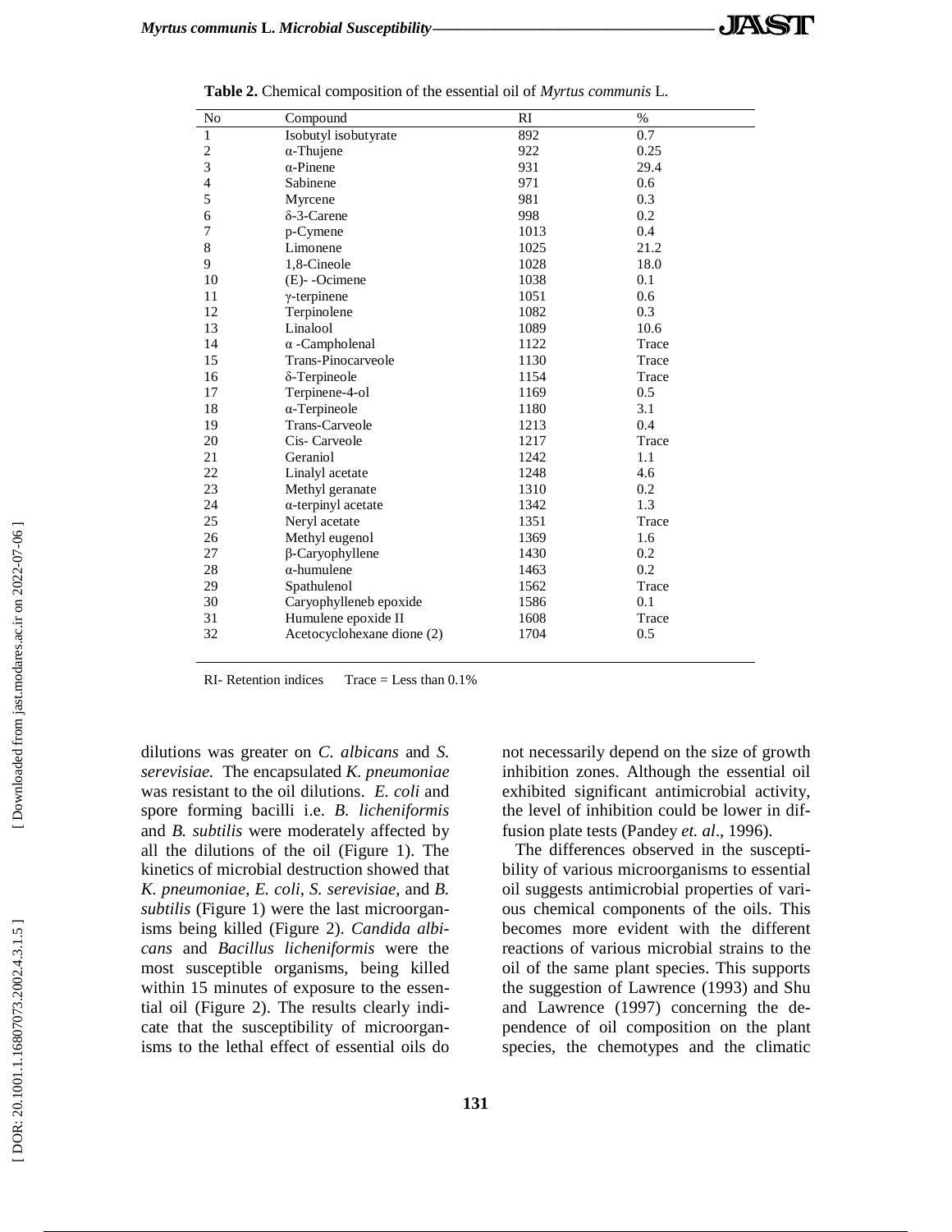**Table 2.** Chemical composition of the essential oil of *Myrtus communis* L.

| No | Compound | RI | % |
|---|---|---|---|
| 1 | Isobutyl isobutyrate | 892 | 0.7 |
| 2 | α-Thujene | 922 | 0.25 |
| 3 | α-Pinene | 931 | 29.4 |
| 4 | Sabinene | 971 | 0.6 |
| 5 | Myrcene | 981 | 0.3 |
| 6 | δ-3-Carene | 998 | 0.2 |
| 7 | p-Cymene | 1013 | 0.4 |
| 8 | Limonene | 1025 | 21.2 |
| 9 | 1,8-Cineole | 1028 | 18.0 |
| 10 | (E)- -Ocimene | 1038 | 0.1 |
| 11 | γ-terpinene | 1051 | 0.6 |
| 12 | Terpinolene | 1082 | 0.3 |
| 13 | Linalool | 1089 | 10.6 |
| 14 | α -Campholenal | 1122 | Trace |
| 15 | Trans-Pinocarveole | 1130 | Trace |
| 16 | δ-Terpineole | 1154 | Trace |
| 17 | Terpinene-4-ol | 1169 | 0.5 |
| 18 | α-Terpineole | 1180 | 3.1 |
| 19 | Trans-Carveole | 1213 | 0.4 |
| 20 | Cis- Carveole | 1217 | Trace |
| 21 | Geraniol | 1242 | 1.1 |
| 22 | Linalyl acetate | 1248 | 4.6 |
| 23 | Methyl geranate | 1310 | 0.2 |
| 24 | α-terpinyl acetate | 1342 | 1.3 |
| 25 | Neryl acetate | 1351 | Trace |
| 26 | Methyl eugenol | 1369 | 1.6 |
| 27 | β-Caryophyllene | 1430 | 0.2 |
| 28 | α-humulene | 1463 | 0.2 |
| 29 | Spathulenol | 1562 | Trace |
| 30 | Caryophylleneb epoxide | 1586 | 0.1 |
| 31 | Humulene epoxide II | 1608 | Trace |
| 32 | Acetocyclohexane dione (2) | 1704 | 0.5 |

RI- Retention indices     Trace = Less than 0.1%

dilutions was greater on *C. albicans* and *S. serevisiae.* The encapsulated *K. pneumoniae* was resistant to the oil dilutions. *E. coli* and spore forming bacilli i.e. *B. licheniformis* and *B. subtilis* were moderately affected by all the dilutions of the oil (Figure 1). The kinetics of microbial destruction showed that *K. pneumoniae*, *E. coli*, *S. serevisiae*, and *B. subtilis* (Figure 1) were the last microorganisms being killed (Figure 2). *Candida albicans* and *Bacillus licheniformis* were the most susceptible organisms, being killed within 15 minutes of exposure to the essential oil (Figure 2). The results clearly indicate that the susceptibility of microorganisms to the lethal effect of essential oils do not necessarily depend on the size of growth inhibition zones. Although the essential oil exhibited significant antimicrobial activity, the level of inhibition could be lower in diffusion plate tests (Pandey *et. al*., 1996).

The differences observed in the susceptibility of various microorganisms to essential oil suggests antimicrobial properties of various chemical components of the oils. This becomes more evident with the different reactions of various microbial strains to the oil of the same plant species. This supports the suggestion of Lawrence (1993) and Shu and Lawrence (1997) concerning the dependence of oil composition on the plant species, the chemotypes and the climatic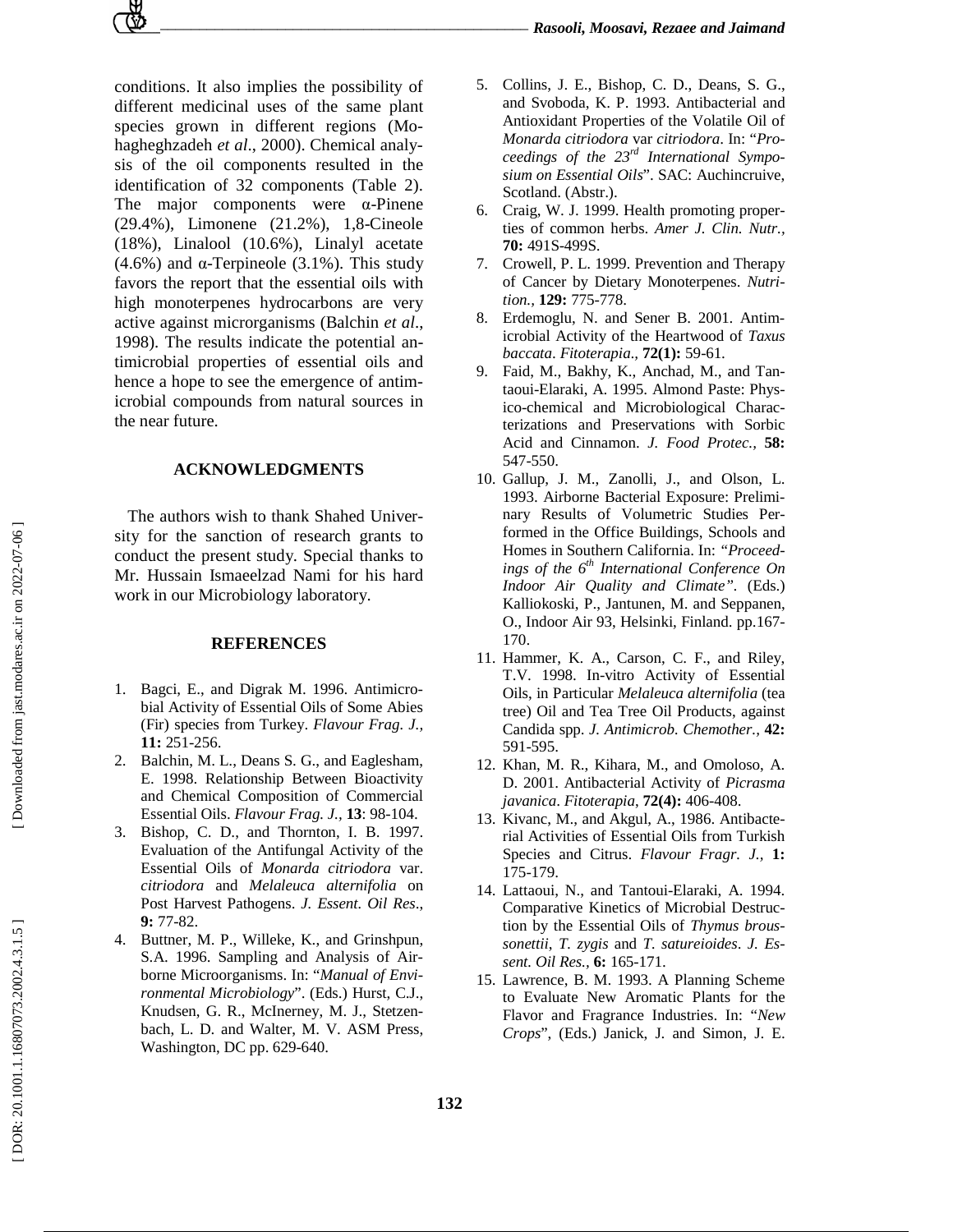conditions. It also implies the possibility of different medicinal uses of the same plant species grown in different regions (Mohagheghzadeh *et al*., 2000). Chemical analysis of the oil components resulted in the identification of 32 components (Table 2). The major components were α-Pinene (29.4%), Limonene (21.2%), 1,8-Cineole (18%), Linalool (10.6%), Linalyl acetate (4.6%) and α-Terpineole (3.1%). This study favors the report that the essential oils with high monoterpenes hydrocarbons are very active against microrganisms (Balchin *et al*., 1998). The results indicate the potential antimicrobial properties of essential oils and hence a hope to see the emergence of antimicrobial compounds from natural sources in the near future.

## ACKNOWLEDGMENTS

The authors wish to thank Shahed University for the sanction of research grants to conduct the present study. Special thanks to Mr. Hussain Ismaeelzad Nami for his hard work in our Microbiology laboratory.

## REFERENCES

1. Bagci, E., and Digrak M. 1996. Antimicrobial Activity of Essential Oils of Some Abies (Fir) species from Turkey. *Flavour Frag. J.,* **11:** 251-256.
2. Balchin, M. L., Deans S. G., and Eaglesham, E. 1998. Relationship Between Bioactivity and Chemical Composition of Commercial Essential Oils. *Flavour Frag. J.,* **13**: 98-104.
3. Bishop, C. D., and Thornton, I. B. 1997. Evaluation of the Antifungal Activity of the Essential Oils of *Monarda citriodora* var. *citriodora* and *Melaleuca alternifolia* on Post Harvest Pathogens. *J. Essent. Oil Res*., **9:** 77-82.
4. Buttner, M. P., Willeke, K., and Grinshpun, S.A. 1996. Sampling and Analysis of Airborne Microorganisms. In: "*Manual of Environmental Microbiology*". (Eds.) Hurst, C.J., Knudsen, G. R., McInerney, M. J., Stetzenbach, L. D. and Walter, M. V. ASM Press, Washington, DC pp. 629-640.
5. Collins, J. E., Bishop, C. D., Deans, S. G., and Svoboda, K. P. 1993. Antibacterial and Antioxidant Properties of the Volatile Oil of *Monarda citriodora* var *citriodora*. In: "*Proceedings of the 23rd International Symposium on Essential Oils*". SAC: Auchincruive, Scotland. (Abstr.).
6. Craig, W. J. 1999. Health promoting properties of common herbs. *Amer J. Clin. Nutr.,* **70:** 491S-499S.
7. Crowell, P. L. 1999. Prevention and Therapy of Cancer by Dietary Monoterpenes. *Nutrition.,* **129:** 775-778.
8. Erdemoglu, N. and Sener B. 2001. Antimicrobial Activity of the Heartwood of *Taxus baccata*. *Fitoterapia*., **72(1):** 59-61.
9. Faid, M., Bakhy, K., Anchad, M., and Tantaoui-Elaraki, A. 1995. Almond Paste: Physico-chemical and Microbiological Characterizations and Preservations with Sorbic Acid and Cinnamon. *J. Food Protec.,* **58:** 547-550.
10. Gallup, J. M., Zanolli, J., and Olson, L. 1993. Airborne Bacterial Exposure: Preliminary Results of Volumetric Studies Performed in the Office Buildings, Schools and Homes in Southern California. In: *"Proceedings of the 6th International Conference On Indoor Air Quality and Climate"*. (Eds.) Kalliokoski, P., Jantunen, M. and Seppanen, O., Indoor Air 93, Helsinki, Finland. pp.167-170.
11. Hammer, K. A., Carson, C. F., and Riley, T.V. 1998. In-vitro Activity of Essential Oils, in Particular *Melaleuca alternifolia* (tea tree) Oil and Tea Tree Oil Products, against Candida spp. *J. Antimicrob. Chemother.,* **42:** 591-595.
12. Khan, M. R., Kihara, M., and Omoloso, A. D. 2001. Antibacterial Activity of *Picrasma javanica*. *Fitoterapia*, **72(4):** 406-408.
13. Kivanc, M., and Akgul, A., 1986. Antibacterial Activities of Essential Oils from Turkish Species and Citrus. *Flavour Fragr. J.,* **1:** 175-179.
14. Lattaoui, N., and Tantoui-Elaraki, A. 1994. Comparative Kinetics of Microbial Destruction by the Essential Oils of *Thymus broussonettii*, *T. zygis* and *T. satureioides*. *J. Essent. Oil Res.,* **6:** 165-171.
15. Lawrence, B. M. 1993. A Planning Scheme to Evaluate New Aromatic Plants for the Flavor and Fragrance Industries. In: "*New Crops*", (Eds.) Janick, J. and Simon, J. E.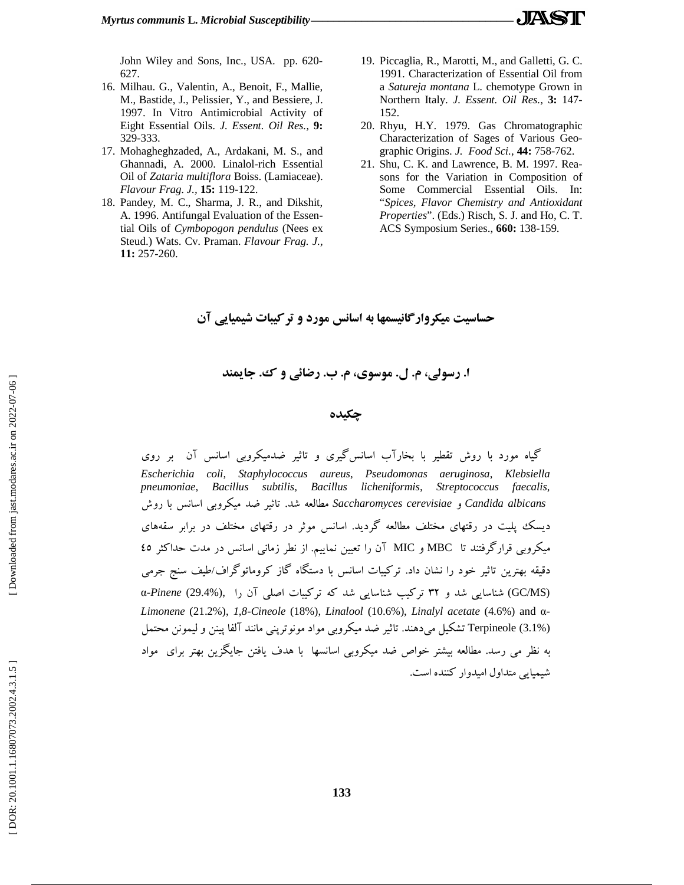John Wiley and Sons, Inc., USA. pp. 620-627.

16. Milhau. G., Valentin, A., Benoit, F., Mallie, M., Bastide, J., Pelissier, Y., and Bessiere, J. 1997. In Vitro Antimicrobial Activity of Eight Essential Oils. *J. Essent. Oil Res.,* **9:** 329-333.
17. Mohagheghzaded, A., Ardakani, M. S., and Ghannadi, A. 2000. Linalol-rich Essential Oil of *Zataria multiflora* Boiss. (Lamiaceae). *Flavour Frag. J.,* **15:** 119-122.
18. Pandey, M. C., Sharma, J. R., and Dikshit, A. 1996. Antifungal Evaluation of the Essential Oils of *Cymbopogon pendulus* (Nees ex Steud.) Wats. Cv. Praman. *Flavour Frag. J.,* **11:** 257-260.
19. Piccaglia, R., Marotti, M., and Galletti, G. C. 1991. Characterization of Essential Oil from a *Satureja montana* L. chemotype Grown in Northern Italy. *J. Essent. Oil Res.,* **3:** 147-152.
20. Rhyu, H.Y. 1979. Gas Chromatographic Characterization of Sages of Various Geographic Origins. *J. Food Sci.,* **44:** 758-762.
21. Shu, C. K. and Lawrence, B. M. 1997. Reasons for the Variation in Composition of Some Commercial Essential Oils. In: "*Spices, Flavor Chemistry and Antioxidant Properties*". (Eds.) Risch, S. J. and Ho, C. T. ACS Symposium Series., **660:** 138-159.

# حساسیت میکروارگانیسمها به اسانس مورد و ترکیبات شیمیایی آن

**ا. رسولی، م. ل. موسوی، م. ب. رضائی و ک. جایمند**

## چکیده

گیاه مورد با روش تقطیر با بخارآب اسانس‌گیری و تاثیر ضدمیکروبی اسانس آن بر روی *Escherichia coli*, *Staphylococcus aureus*, *Pseudomonas aeruginosa*, *Klebsiella pneumoniae*, *Bacillus subtilis*, *Bacillus licheniformis*, *Streptococcus faecalis*, *Candida albicans* و *Saccharomyces cerevisiae* مطالعه شد. تاثیر ضد میکروبی اسانس با روش دیسک پلیت در رقتهای مختلف مطالعه گردید. اسانس موثر در رقتهای مختلف در برابر سقه‌های میکروبی قرارگرفتند تا MBC و MIC آن را تعیین نماییم. از نظر زمانی اسانس در مدت حداکثر ۴۵ دقیقه بهترین تاثیر خود را نشان داد. ترکیبات اسانس با دستگاه گاز کروماتوگراف/طیف سنج جرمی (GC/MS) شناسایی شد و ۳۲ ترکیب شناسایی شد که ترکیبات اصلی آن را ,*α-Pinene* (29.4%) *Limonene* (21.2%), *1,8-Cineole* (18%), *Linalool* (10.6%), *Linalyl acetate* (4.6%) and α-Terpineole (3.1%) تشکیل می‌دهند. تاثیر ضد میکروبی مواد مونوترپنی مانند آلفا پینن و لیمونن محتمل به نظر می رسد. مطالعه بیشتر خواص ضد میکروبی اسانسها با هدف یافتن جایگزین بهتر برای مواد شیمیایی متداول امیدوار کننده است.